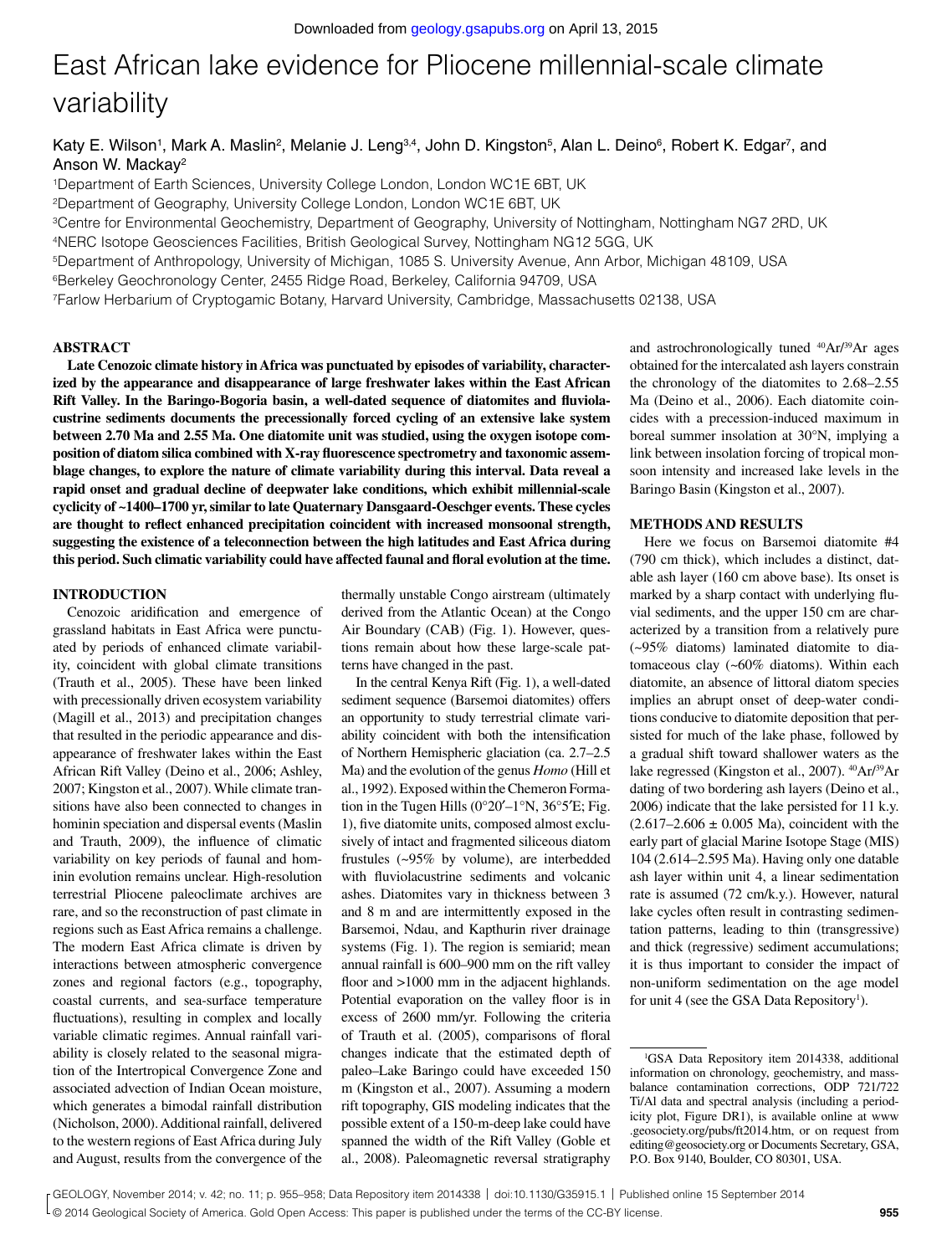# East African lake evidence for Pliocene millennial-scale climate variability

Katy E. Wilson[1], Mark A. Maslin[2], Melanie J. Leng[3,4], John D. Kingston[5], Alan L. Deino[6], Robert K. Edgar[7], and Anson W. Mackay[2]

[1]Department of Earth Sciences, University College London, London WC1E 6BT, UK
[2]Department of Geography, University College London, London WC1E 6BT, UK
[3]Centre for Environmental Geochemistry, Department of Geography, University of Nottingham, Nottingham NG7 2RD, UK
[4]NERC Isotope Geosciences Facilities, British Geological Survey, Nottingham NG12 5GG, UK
[5]Department of Anthropology, University of Michigan, 1085 S. University Avenue, Ann Arbor, Michigan 48109, USA
[6]Berkeley Geochronology Center, 2455 Ridge Road, Berkeley, California 94709, USA
[7]Farlow Herbarium of Cryptogamic Botany, Harvard University, Cambridge, Massachusetts 02138, USA

## ABSTRACT

**Late Cenozoic climate history in Africa was punctuated by episodes of variability, characterized by the appearance and disappearance of large freshwater lakes within the East African Rift Valley. In the Baringo-Bogoria basin, a well-dated sequence of diatomites and fluviolacustrine sediments documents the precessionally forced cycling of an extensive lake system between 2.70 Ma and 2.55 Ma. One diatomite unit was studied, using the oxygen isotope composition of diatom silica combined with X-ray fluorescence spectrometry and taxonomic assemblage changes, to explore the nature of climate variability during this interval. Data reveal a rapid onset and gradual decline of deepwater lake conditions, which exhibit millennial-scale cyclicity of ~1400–1700 yr, similar to late Quaternary Dansgaard-Oeschger events. These cycles are thought to reflect enhanced precipitation coincident with increased monsoonal strength, suggesting the existence of a teleconnection between the high latitudes and East Africa during this period. Such climatic variability could have affected faunal and floral evolution at the time.**

## INTRODUCTION

Cenozoic aridification and emergence of grassland habitats in East Africa were punctuated by periods of enhanced climate variability, coincident with global climate transitions (Trauth et al., 2005). These have been linked with precessionally driven ecosystem variability (Magill et al., 2013) and precipitation changes that resulted in the periodic appearance and disappearance of freshwater lakes within the East African Rift Valley (Deino et al., 2006; Ashley, 2007; Kingston et al., 2007). While climate transitions have also been connected to changes in hominin speciation and dispersal events (Maslin and Trauth, 2009), the influence of climatic variability on key periods of faunal and hominin evolution remains unclear. High-resolution terrestrial Pliocene paleoclimate archives are rare, and so the reconstruction of past climate in regions such as East Africa remains a challenge. The modern East Africa climate is driven by interactions between atmospheric convergence zones and regional factors (e.g., topography, coastal currents, and sea-surface temperature fluctuations), resulting in complex and locally variable climatic regimes. Annual rainfall variability is closely related to the seasonal migration of the Intertropical Convergence Zone and associated advection of Indian Ocean moisture, which generates a bimodal rainfall distribution (Nicholson, 2000). Additional rainfall, delivered to the western regions of East Africa during July and August, results from the convergence of the thermally unstable Congo airstream (ultimately derived from the Atlantic Ocean) at the Congo Air Boundary (CAB) (Fig. 1). However, questions remain about how these large-scale patterns have changed in the past.

In the central Kenya Rift (Fig. 1), a well-dated sediment sequence (Barsemoi diatomites) offers an opportunity to study terrestrial climate variability coincident with both the intensification of Northern Hemispheric glaciation (ca. 2.7–2.5 Ma) and the evolution of the genus *Homo* (Hill et al., 1992). Exposed within the Chemeron Formation in the Tugen Hills (0°20′–1°N, 36°5′E; Fig. 1), five diatomite units, composed almost exclusively of intact and fragmented siliceous diatom frustules (~95% by volume), are interbedded with fluviolacustrine sediments and volcanic ashes. Diatomites vary in thickness between 3 and 8 m and are intermittently exposed in the Barsemoi, Ndau, and Kapthurin river drainage systems (Fig. 1). The region is semiarid; mean annual rainfall is 600–900 mm on the rift valley floor and >1000 mm in the adjacent highlands. Potential evaporation on the valley floor is in excess of 2600 mm/yr. Following the criteria of Trauth et al. (2005), comparisons of floral changes indicate that the estimated depth of paleo–Lake Baringo could have exceeded 150 m (Kingston et al., 2007). Assuming a modern rift topography, GIS modeling indicates that the possible extent of a 150-m-deep lake could have spanned the width of the Rift Valley (Goble et al., 2008). Paleomagnetic reversal stratigraphy and astrochronologically tuned $^{40}Ar/^{39}Ar$ ages obtained for the intercalated ash layers constrain the chronology of the diatomites to 2.68–2.55 Ma (Deino et al., 2006). Each diatomite coincides with a precession-induced maximum in boreal summer insolation at 30°N, implying a link between insolation forcing of tropical monsoon intensity and increased lake levels in the Baringo Basin (Kingston et al., 2007).

## METHODS AND RESULTS

Here we focus on Barsemoi diatomite #4 (790 cm thick), which includes a distinct, datable ash layer (160 cm above base). Its onset is marked by a sharp contact with underlying fluvial sediments, and the upper 150 cm are characterized by a transition from a relatively pure (~95% diatoms) laminated diatomite to diatomaceous clay (~60% diatoms). Within each diatomite, an absence of littoral diatom species implies an abrupt onset of deep-water conditions conducive to diatomite deposition that persisted for much of the lake phase, followed by a gradual shift toward shallower waters as the lake regressed (Kingston et al., 2007). $^{40}Ar/^{39}Ar$ dating of two bordering ash layers (Deino et al., 2006) indicate that the lake persisted for 11 k.y. (2.617–2.606 ± 0.005 Ma), coincident with the early part of glacial Marine Isotope Stage (MIS) 104 (2.614–2.595 Ma). Having only one datable ash layer within unit 4, a linear sedimentation rate is assumed (72 cm/k.y.). However, natural lake cycles often result in contrasting sedimentation patterns, leading to thin (transgressive) and thick (regressive) sediment accumulations; it is thus important to consider the impact of non-uniform sedimentation on the age model for unit 4 (see the GSA Data Repository[1]).

[1]GSA Data Repository item 2014338, additional information on chronology, geochemistry, and mass-balance contamination corrections, ODP 721/722 Ti/Al data and spectral analysis (including a periodicity plot, Figure DR1), is available online at www.geosociety.org/pubs/ft2014.htm, or on request from editing@geosociety.org or Documents Secretary, GSA, P.O. Box 9140, Boulder, CO 80301, USA.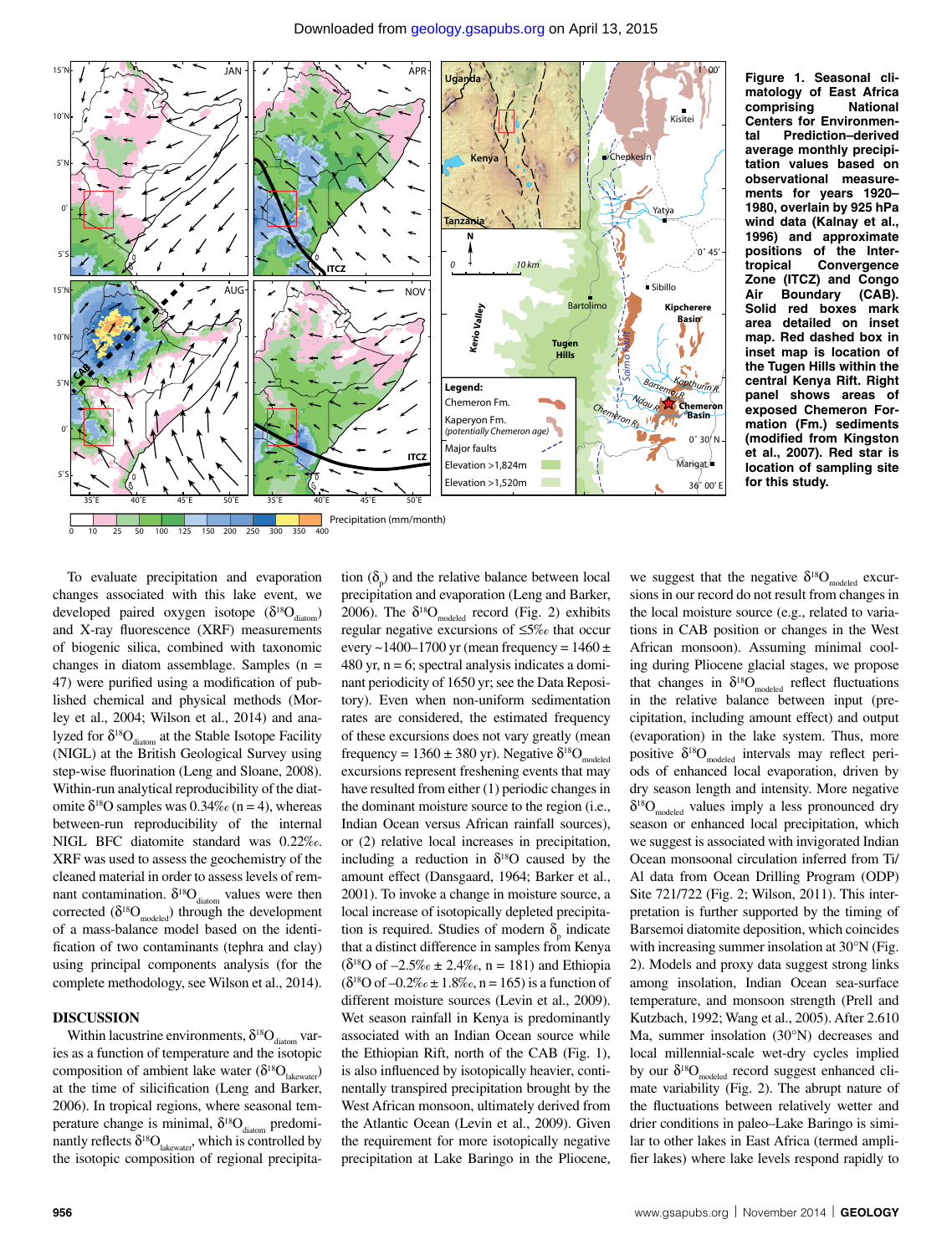Figure 1. Seasonal climatology of East Africa comprising National Centers for Environmental Prediction–derived average monthly precipitation values based on observational measurements for years 1920–1980, overlain by 925 hPa wind data (Kalnay et al., 1996) and approximate positions of the Intertropical Convergence Zone (ITCZ) and Congo Air Boundary (CAB). Solid red boxes mark area detailed on inset map. Red dashed box in inset map is location of the Tugen Hills within the central Kenya Rift. Right panel shows areas of exposed Chemeron Formation (Fm.) sediments (modified from Kingston et al., 2007). Red star is location of sampling site for this study.

To evaluate precipitation and evaporation changes associated with this lake event, we developed paired oxygen isotope ($\delta^{18}O_{diatom}$) and X-ray fluorescence (XRF) measurements of biogenic silica, combined with taxonomic changes in diatom assemblage. Samples (n = 47) were purified using a modification of published chemical and physical methods (Morley et al., 2004; Wilson et al., 2014) and analyzed for $\delta^{18}O_{diatom}$ at the Stable Isotope Facility (NIGL) at the British Geological Survey using step-wise fluorination (Leng and Sloane, 2008). Within-run analytical reproducibility of the diatomite $\delta^{18}O$ samples was 0.34‰ (n = 4), whereas between-run reproducibility of the internal NIGL BFC diatomite standard was 0.22‰. XRF was used to assess the geochemistry of the cleaned material in order to assess levels of remnant contamination. $\delta^{18}O_{diatom}$ values were then corrected ($\delta^{18}O_{modeled}$) through the development of a mass-balance model based on the identification of two contaminants (tephra and clay) using principal components analysis (for the complete methodology, see Wilson et al., 2014).

## DISCUSSION

Within lacustrine environments, $\delta^{18}O_{diatom}$ varies as a function of temperature and the isotopic composition of ambient lake water ($\delta^{18}O_{lakewater}$) at the time of silicification (Leng and Barker, 2006). In tropical regions, where seasonal temperature change is minimal, $\delta^{18}O_{diatom}$ predominantly reflects $\delta^{18}O_{lakewater}$, which is controlled by the isotopic composition of regional precipitation ($\delta_p$) and the relative balance between local precipitation and evaporation (Leng and Barker, 2006). The $\delta^{18}O_{modeled}$ record (Fig. 2) exhibits regular negative excursions of ≤5‰ that occur every ~1400–1700 yr (mean frequency = 1460 ± 480 yr, n = 6; spectral analysis indicates a dominant periodicity of 1650 yr; see the Data Repository). Even when non-uniform sedimentation rates are considered, the estimated frequency of these excursions does not vary greatly (mean frequency = 1360 ± 380 yr). Negative $\delta^{18}O_{modeled}$ excursions represent freshening events that may have resulted from either (1) periodic changes in the dominant moisture source to the region (i.e., Indian Ocean versus African rainfall sources), or (2) relative local increases in precipitation, including a reduction in $\delta^{18}O$ caused by the amount effect (Dansgaard, 1964; Barker et al., 2001). To invoke a change in moisture source, a local increase of isotopically depleted precipitation is required. Studies of modern $\delta_p$ indicate that a distinct difference in samples from Kenya ($\delta^{18}O$ of –2.5‰ ± 2.4‰, n = 181) and Ethiopia ($\delta^{18}O$ of –0.2‰ ± 1.8‰, n = 165) is a function of different moisture sources (Levin et al., 2009). Wet season rainfall in Kenya is predominantly associated with an Indian Ocean source while the Ethiopian Rift, north of the CAB (Fig. 1), is also influenced by isotopically heavier, continentally transpired precipitation brought by the West African monsoon, ultimately derived from the Atlantic Ocean (Levin et al., 2009). Given the requirement for more isotopically negative precipitation at Lake Baringo in the Pliocene, we suggest that the negative $\delta^{18}O_{modeled}$ excursions in our record do not result from changes in the local moisture source (e.g., related to variations in CAB position or changes in the West African monsoon). Assuming minimal cooling during Pliocene glacial stages, we propose that changes in $\delta^{18}O_{modeled}$ reflect fluctuations in the relative balance between input (precipitation, including amount effect) and output (evaporation) in the lake system. Thus, more positive $\delta^{18}O_{modeled}$ intervals may reflect periods of enhanced local evaporation, driven by dry season length and intensity. More negative $\delta^{18}O_{modeled}$ values imply a less pronounced dry season or enhanced local precipitation, which we suggest is associated with invigorated Indian Ocean monsoonal circulation inferred from Ti/Al data from Ocean Drilling Program (ODP) Site 721/722 (Fig. 2; Wilson, 2011). This interpretation is further supported by the timing of Barsemoi diatomite deposition, which coincides with increasing summer insolation at 30°N (Fig. 2). Models and proxy data suggest strong links among insolation, Indian Ocean sea-surface temperature, and monsoon strength (Prell and Kutzbach, 1992; Wang et al., 2005). After 2.610 Ma, summer insolation (30°N) decreases and local millennial-scale wet-dry cycles implied by our $\delta^{18}O_{modeled}$ record suggest enhanced climate variability (Fig. 2). The abrupt nature of the fluctuations between relatively wetter and drier conditions in paleo–Lake Baringo is similar to other lakes in East Africa (termed amplifier lakes) where lake levels respond rapidly to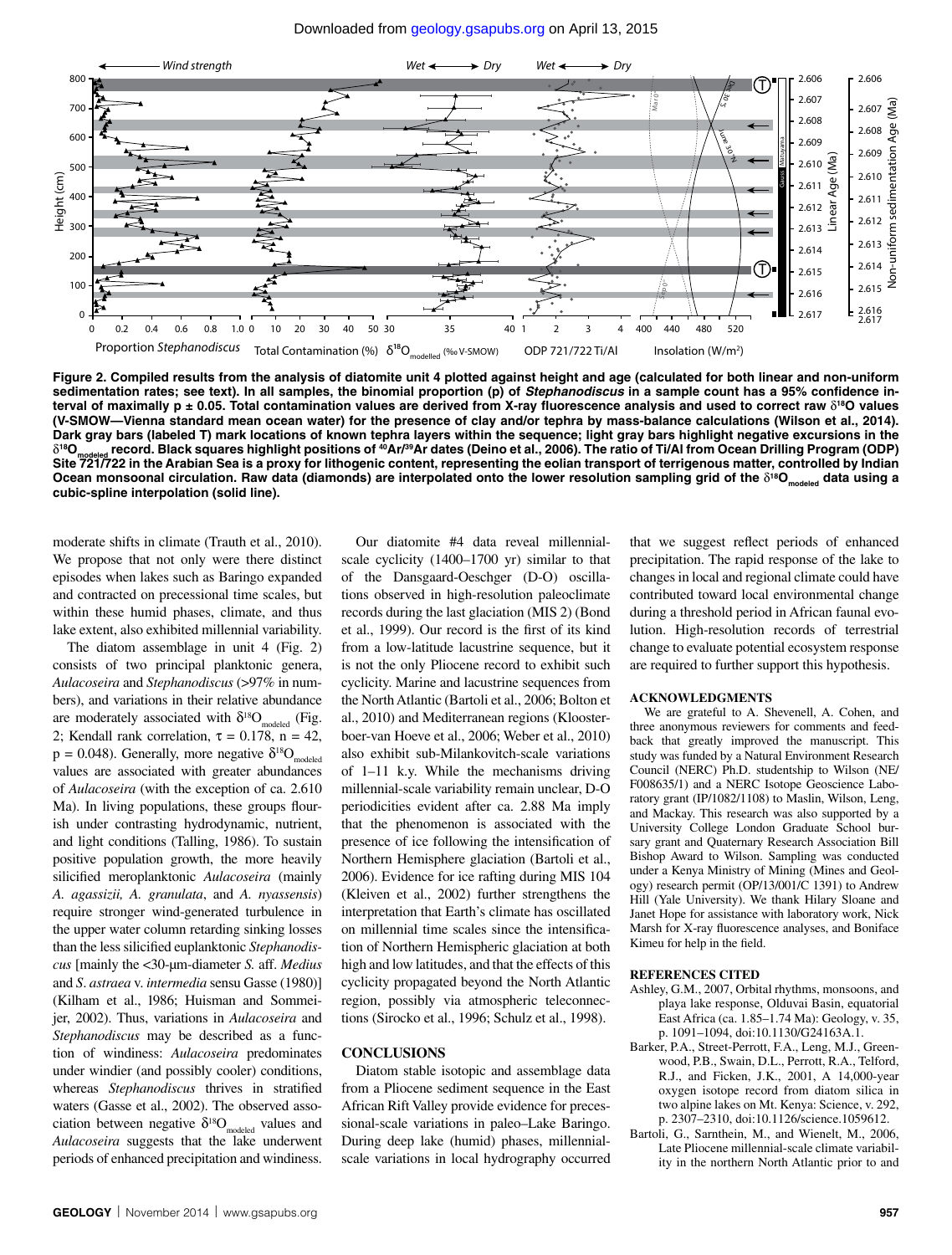**Figure 2. Compiled results from the analysis of diatomite unit 4 plotted against height and age (calculated for both linear and non-uniform sedimentation rates; see text). In all samples, the binomial proportion (p) of *Stephanodiscus* in a sample count has a 95% confidence interval of maximally p ± 0.05. Total contamination values are derived from X-ray fluorescence analysis and used to correct raw $\delta^{18}O$ values (V-SMOW—Vienna standard mean ocean water) for the presence of clay and/or tephra by mass-balance calculations (Wilson et al., 2014). Dark gray bars (labeled T) mark locations of known tephra layers within the sequence; light gray bars highlight negative excursions in the $\delta^{18}O_{modeled}$ record. Black squares highlight positions of $^{40}Ar/^{39}Ar$ dates (Deino et al., 2006). The ratio of Ti/Al from Ocean Drilling Program (ODP) Site 721/722 in the Arabian Sea is a proxy for lithogenic content, representing the eolian transport of terrigenous matter, controlled by Indian Ocean monsoonal circulation. Raw data (diamonds) are interpolated onto the lower resolution sampling grid of the $\delta^{18}O_{modeled}$ data using a cubic-spline interpolation (solid line).**

moderate shifts in climate (Trauth et al., 2010). We propose that not only were there distinct episodes when lakes such as Baringo expanded and contracted on precessional time scales, but within these humid phases, climate, and thus lake extent, also exhibited millennial variability.

The diatom assemblage in unit 4 (Fig. 2) consists of two principal planktonic genera, *Aulacoseira* and *Stephanodiscus* (>97% in numbers), and variations in their relative abundance are moderately associated with $\delta^{18}O_{modeled}$ (Fig. 2; Kendall rank correlation, $\tau = 0.178$, $n = 42$, $p = 0.048$). Generally, more negative $\delta^{18}O_{modeled}$ values are associated with greater abundances of *Aulacoseira* (with the exception of ca. 2.610 Ma). In living populations, these groups flourish under contrasting hydrodynamic, nutrient, and light conditions (Talling, 1986). To sustain positive population growth, the more heavily silicified meroplanktonic *Aulacoseira* (mainly *A. agassizii, A. granulata*, and *A. nyassensis*) require stronger wind-generated turbulence in the upper water column retarding sinking losses than the less silicified euplanktonic *Stephanodiscus* [mainly the <30-µm-diameter *S.* aff. *Medius* and *S. astraea* v. *intermedia* sensu Gasse (1980)] (Kilham et al., 1986; Huisman and Sommeijer, 2002). Thus, variations in *Aulacoseira* and *Stephanodiscus* may be described as a function of windiness: *Aulacoseira* predominates under windier (and possibly cooler) conditions, whereas *Stephanodiscus* thrives in stratified waters (Gasse et al., 2002). The observed association between negative $\delta^{18}O_{modeled}$ values and *Aulacoseira* suggests that the lake underwent periods of enhanced precipitation and windiness.

Our diatomite #4 data reveal millennial-scale cyclicity (1400–1700 yr) similar to that of the Dansgaard-Oeschger (D-O) oscillations observed in high-resolution paleoclimate records during the last glaciation (MIS 2) (Bond et al., 1999). Our record is the first of its kind from a low-latitude lacustrine sequence, but it is not the only Pliocene record to exhibit such cyclicity. Marine and lacustrine sequences from the North Atlantic (Bartoli et al., 2006; Bolton et al., 2010) and Mediterranean regions (Kloosterboer-van Hoeve et al., 2006; Weber et al., 2010) also exhibit sub-Milankovitch-scale variations of 1–11 k.y. While the mechanisms driving millennial-scale variability remain unclear, D-O periodicities evident after ca. 2.88 Ma imply that the phenomenon is associated with the presence of ice following the intensification of Northern Hemisphere glaciation (Bartoli et al., 2006). Evidence for ice rafting during MIS 104 (Kleiven et al., 2002) further strengthens the interpretation that Earth's climate has oscillated on millennial time scales since the intensification of Northern Hemispheric glaciation at both high and low latitudes, and that the effects of this cyclicity propagated beyond the North Atlantic region, possibly via atmospheric teleconnections (Sirocko et al., 1996; Schulz et al., 1998).

## CONCLUSIONS

Diatom stable isotopic and assemblage data from a Pliocene sediment sequence in the East African Rift Valley provide evidence for precessional-scale variations in paleo–Lake Baringo. During deep lake (humid) phases, millennial-scale variations in local hydrography occurred that we suggest reflect periods of enhanced precipitation. The rapid response of the lake to changes in local and regional climate could have contributed toward local environmental change during a threshold period in African faunal evolution. High-resolution records of terrestrial change to evaluate potential ecosystem response are required to further support this hypothesis.

## ACKNOWLEDGMENTS

We are grateful to A. Shevenell, A. Cohen, and three anonymous reviewers for comments and feedback that greatly improved the manuscript. This study was funded by a Natural Environment Research Council (NERC) Ph.D. studentship to Wilson (NE/F008635/1) and a NERC Isotope Geoscience Laboratory grant (IP/1082/1108) to Maslin, Wilson, Leng, and Mackay. This research was also supported by a University College London Graduate School bursary grant and Quaternary Research Association Bill Bishop Award to Wilson. Sampling was conducted under a Kenya Ministry of Mining (Mines and Geology) research permit (OP/13/001/C 1391) to Andrew Hill (Yale University). We thank Hilary Sloane and Janet Hope for assistance with laboratory work, Nick Marsh for X-ray fluorescence analyses, and Boniface Kimeu for help in the field.

## REFERENCES CITED

Ashley, G.M., 2007, Orbital rhythms, monsoons, and playa lake response, Olduvai Basin, equatorial East Africa (ca. 1.85–1.74 Ma): Geology, v. 35, p. 1091–1094, doi:10.1130/G24163A.1.

Barker, P.A., Street-Perrott, F.A., Leng, M.J., Greenwood, P.B., Swain, D.L., Perrott, R.A., Telford, R.J., and Ficken, K.J., 2001, A 14,000-year oxygen isotope record from diatom silica in two alpine lakes on Mt. Kenya: Science, v. 292, p. 2307–2310, doi:10.1126/science.1059612.

Bartoli, G., Sarnthein, M., and Wienelt, M., 2006, Late Pliocene millennial-scale climate variability in the northern North Atlantic prior to and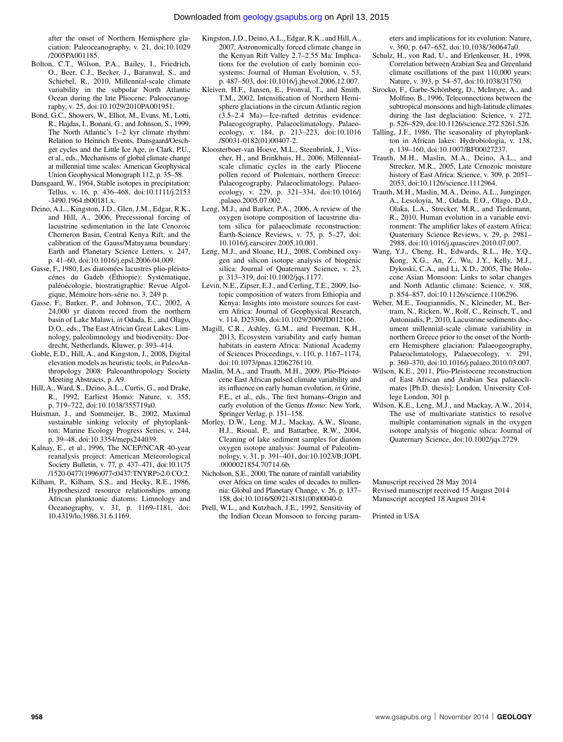after the onset of Northern Hemisphere glaciation: Paleoceanography, v. 21, doi:10.1029/2005PA001185.

Bolton, C.T., Wilson, P.A., Bailey, I., Friedrich, O., Beer, C.J., Becker, J., Baranwal, S., and Schiebel, R., 2010, Millennial-scale climate variability in the subpolar North Atlantic Ocean during the late Pliocene: Paleoceanography, v. 25, doi:10.1029/2010PA001951.

Bond, G.C., Showers, W., Elliot, M., Evans, M., Lotti, R., Hajdas, I., Bonani, G., and Johnson, S., 1999, The North Atlantic's 1–2 kyr climate rhythm: Relation to Heinrich Events, Dansgaard/Oeschger cycles and the Little Ice Age, *in* Clark, P.U., et al., eds., Mechanisms of global climate change at millennial time scales: American Geophysical Union Geophysical Monograph 112, p. 35–58.

Dansgaard, W., 1964, Stable isotopes in precipitation: Tellus, v. 16, p. 436–468, doi:10.1111/j.2153-3490.1964.tb00181.x.

Deino, A.L., Kingston, J.D., Glen, J.M., Edgar, R.K., and Hill, A., 2006, Precessional forcing of lacustrine sedimentation in the late Cenozoic Chemeron Basin, Central Kenya Rift, and the calibration of the Gauss/Matuyama boundary: Earth and Planetary Science Letters, v. 247, p. 41–60, doi:10.1016/j.epsl.2006.04.009.

Gasse, F., 1980, Les diatomées lacustres plio-pléistocénes du Gadeb (Éthiopie): Systématique, paléoécologie, biostratigraphie: Revue Algolgique, Mémoire hors-série no. 3, 249 p.

Gasse, F., Barker, P., and Johnson, T.C., 2002, A 24,000 yr diatom record from the northern basin of Lake Malawi, *in* Odada, E., and Olago, D.O., eds., The East African Great Lakes: Limnology, paleolimnology and biodiversity: Dordrecht, Netherlands, Kluwer, p. 393–414.

Goble, E.D., Hill, A., and Kingston, J., 2008, Digital elevation models as heuristic tools, *in* PaleoAnthropology 2008: Paleoanthropology Society Meeting Abstracts, p. A9.

Hill, A., Ward, S., Deino, A.L., Curtis, G., and Drake, R., 1992, Earliest Homo: Nature, v. 355, p. 719–722, doi:10.1038/355719a0.

Huisman, J., and Sommeijer, B., 2002, Maximal sustainable sinking velocity of phytoplankton: Marine Ecology Progress Series, v. 244, p. 39–48, doi:10.3354/meps244039.

Kalnay, E., et al., 1996, The NCEP/NCAR 40-year reanalysis project: American Meteorological Society Bulletin, v. 77, p. 437–471, doi:10.1175/1520-0477(1996)077<0437:TNYRP>2.0.CO;2.

Kilham, P., Kilham, S.S., and Hecky, R.E., 1986, Hypothesized resource relationships among African planktonic diatoms: Limnology and Oceanography, v. 31, p. 1169–1181, doi:10.4319/lo.1986.31.6.1169.

Kingston, J.D., Deino, A.L., Edgar, R.K., and Hill, A., 2007, Astronomically forced climate change in the Kenyan Rift Valley 2.7–2.55 Ma: Implications for the evolution of early hominin ecosystems: Journal of Human Evolution, v. 53, p. 487–503, doi:10.1016/j.jhevol.2006.12.007.

Kleiven, H.F., Jansen, E., Fronval, T., and Smith, T.M., 2002, Intensification of Northern Hemisphere glaciations in the circum Atlantic region (3.5–2.4 Ma)—Ice-rafted detritus evidence: Palaeogeography, Palaeoclimatology, Palaeoecology, v. 184, p. 213–223, doi:10.1016/S0031-0182(01)00407-2.

Kloosterboer-van Hoeve, M.L., Steenbrink, J., Visscher, H., and Brinkhuis, H., 2006, Millennial-scale climatic cycles in the early Pliocene pollen record of Ptolemais, northern Greece: Palaeogeography, Palaeoclimatology, Palaeoecology, v. 229, p. 321–334, doi:10.1016/j.palaeo.2005.07.002.

Leng, M.J., and Barker, P.A., 2006, A review of the oxygen isotope composition of lacustrine diatom silica for palaeoclimate reconstruction: Earth-Science Reviews, v. 75, p. 5–27, doi:10.1016/j.earscirev.2005.10.001.

Leng, M.J., and Sloane, H.J., 2008, Combined oxygen and silicon isotope analysis of biogenic silica: Journal of Quaternary Science, v. 23, p. 313–319, doi:10.1002/jqs.1177.

Levin, N.E., Zipser, E.J., and Cerling, T.E., 2009, Isotopic composition of waters from Ethiopia and Kenya: Insights into moisture sources for eastern Africa: Journal of Geophysical Research, v. 114, D23306, doi:10.1029/2009JD012166.

Magill, C.R., Ashley, G.M., and Freeman, K.H., 2013, Ecosystem variability and early human habitats in eastern Africa: National Academy of Sciences Proceedings, v. 110, p. 1167–1174, doi:10.1073/pnas.1206276110.

Maslin, M.A., and Trauth, M.H., 2009, Plio-Pleistocene East African pulsed climate variability and its influence on early human evolution, *in* Grine, F.E., et al., eds., The first humans–Origin and early evolution of the Genus *Homo*: New York, Springer Verlag, p. 151–158.

Morley, D.W., Leng, M.J., Mackay, A.W., Sloane, H.J., Rioual, P., and Battarbee, R.W., 2004, Cleaning of lake sediment samples for diatom oxygen isotope analysis: Journal of Paleolimnology, v. 31, p. 391–401, doi:10.1023/B:JOPL.0000021854.70714.6b.

Nicholson, S.E., 2000, The nature of rainfall variability over Africa on time scales of decades to millennia: Global and Planetary Change, v. 26, p. 137–158, doi:10.1016/S0921-8181(00)00040-0.

Prell, W.L., and Kutzbach, J.E., 1992, Sensitivity of the Indian Ocean Monsoon to forcing parameters and implications for its evolution: Nature, v. 360, p. 647–652, doi:10.1038/360647a0.

Schulz, H., von Rad, U., and Erlenkeuser, H., 1998, Correlation between Arabian Sea and Greenland climate oscillations of the past 110,000 years: Nature, v. 393, p. 54–57, doi:10.1038/31750.

Sirocko, F., Garbe-Schönberg, D., McIntyre, A., and Molfino, B., 1996, Teleconnections between the subtropical monsoons and high-latitude climates during the last deglaciation: Science, v. 272, p. 526–529, doi:10.1126/science.272.5261.526.

Talling, J.F., 1986, The seasonality of phytoplankton in African lakes: Hydrobiologia, v. 138, p. 139–160, doi:10.1007/BF00027237.

Trauth, M.H., Maslin, M.A., Deino, A.L., and Strecker, M.R., 2005, Late Cenozoic moisture history of East Africa: Science, v. 309, p. 2051–2053, doi:10.1126/science.1112964.

Trauth, M.H., Maslin, M.A., Deino, A.L., Junginger, A., Lesoloyia, M., Odada, E.O., Olago, D.O., Olaka, L.A., Strecker, M.R., and Tiedemann, R., 2010, Human evolution in a variable environment: The amplifier lakes of eastern Africa: Quaternary Science Reviews, v. 29, p. 2981–2988, doi:10.1016/j.quascirev.2010.07.007.

Wang, Y.J., Cheng, H., Edwards, R.L., He, Y.Q., Kong, X.G., An, Z., Wu, J.Y., Kelly, M.J., Dykoski, C.A., and Li, X.D., 2005, The Holocene Asian Monsoon: Links to solar changes and North Atlantic climate: Science, v. 308, p. 854–857, doi:10.1126/science.1106296.

Weber, M.E., Tougiannidis, N., Kleineder, M., Bertram, N., Ricken, W., Rolf, C., Reinsch, T., and Antoniadis, P., 2010, Lacustrine sediments document millennial-scale climate variability in northern Greece prior to the onset of the Northern Hemisphere glaciation: Palaeogeography, Palaeoclimatology, Palaeoecology, v. 291, p. 360–370, doi:10.1016/j.palaeo.2010.03.007.

Wilson, K.E., 2011, Plio-Pleistocene reconstruction of East African and Arabian Sea palaeoclimates [Ph.D. thesis]: London, University College London, 301 p.

Wilson, K.E., Leng, M.J., and Mackay, A.W., 2014, The use of multivariate statistics to resolve multiple contamination signals in the oxygen isotope analysis of biogenic silica: Journal of Quaternary Science, doi:10.1002/jqs.2729.

Manuscript received 28 May 2014
Revised manuscript received 15 August 2014
Manuscript accepted 18 August 2014

Printed in USA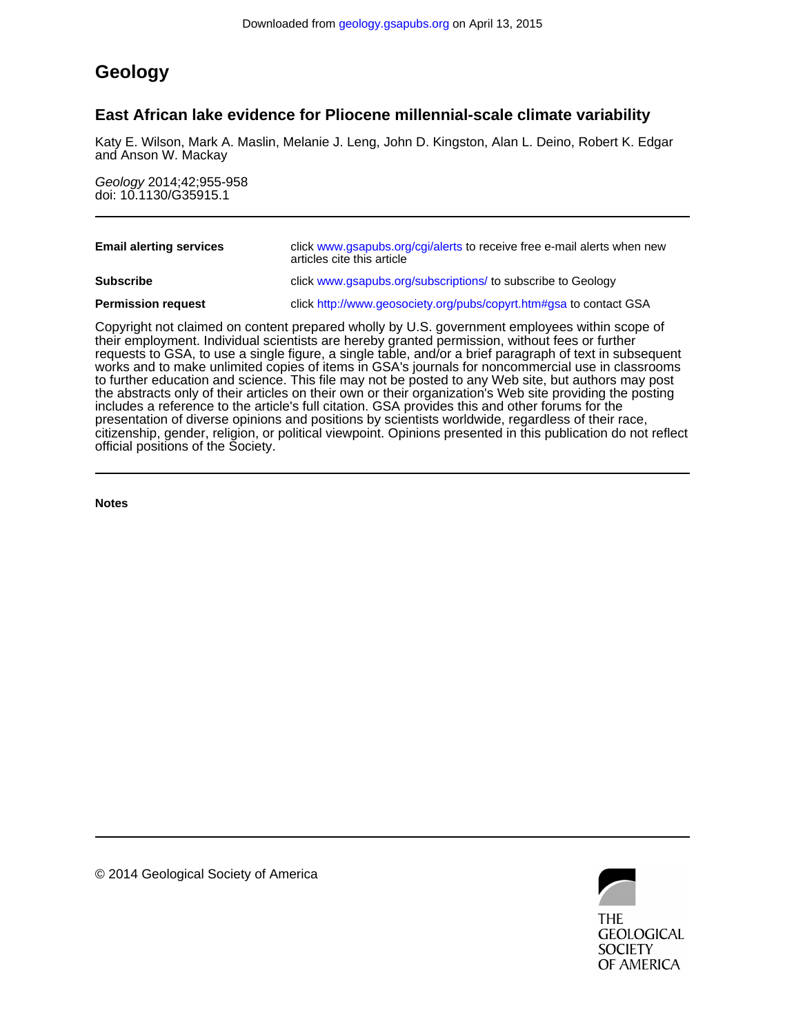Downloaded from geology.gsapubs.org on April 13, 2015

# Geology

## East African lake evidence for Pliocene millennial-scale climate variability

Katy E. Wilson, Mark A. Maslin, Melanie J. Leng, John D. Kingston, Alan L. Deino, Robert K. Edgar and Anson W. Mackay

*Geology* 2014;42;955-958
doi: 10.1130/G35915.1

| | |
|---|---|
| **Email alerting services** | click www.gsapubs.org/cgi/alerts to receive free e-mail alerts when new articles cite this article |
| **Subscribe** | click www.gsapubs.org/subscriptions/ to subscribe to Geology |
| **Permission request** | click http://www.geosociety.org/pubs/copyrt.htm#gsa to contact GSA |

Copyright not claimed on content prepared wholly by U.S. government employees within scope of their employment. Individual scientists are hereby granted permission, without fees or further requests to GSA, to use a single figure, a single table, and/or a brief paragraph of text in subsequent works and to make unlimited copies of items in GSA's journals for noncommercial use in classrooms to further education and science. This file may not be posted to any Web site, but authors may post the abstracts only of their articles on their own or their organization's Web site providing the posting includes a reference to the article's full citation. GSA provides this and other forums for the presentation of diverse opinions and positions by scientists worldwide, regardless of their race, citizenship, gender, religion, or political viewpoint. Opinions presented in this publication do not reflect official positions of the Society.

**Notes**

© 2014 Geological Society of America

THE GEOLOGICAL SOCIETY OF AMERICA